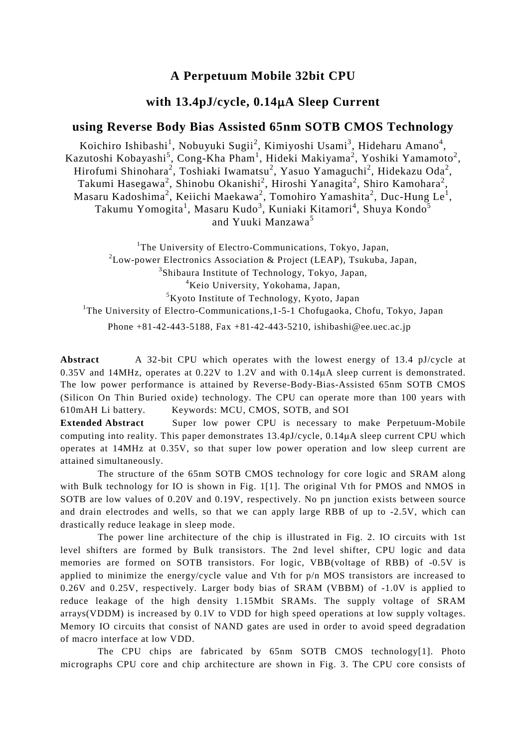# A Perpetuum Mobile 32bit CPU

# with 13.4pJ/cycle, 0.14μA Sleep Current

# using Reverse Body Bias Assisted 65nm SOTB CMOS Technology

Koichiro Ishibashi[1], Nobuyuki Sugii[2], Kimiyoshi Usami[3], Hideharu Amano[4], Kazutoshi Kobayashi[5], Cong-Kha Pham[1], Hideki Makiyama[2], Yoshiki Yamamoto[2], Hirofumi Shinohara[2], Toshiaki Iwamatsu[2], Yasuo Yamaguchi[2], Hidekazu Oda[2], Takumi Hasegawa[2], Shinobu Okanishi[2], Hiroshi Yanagita[2], Shiro Kamohara[2], Masaru Kadoshima[2], Keiichi Maekawa[2], Tomohiro Yamashita[2], Duc-Hung Le[1], Takumu Yomogita[1], Masaru Kudo[3], Kuniaki Kitamori[4], Shuya Kondo[5] and Yuuki Manzawa[5]

[1]The University of Electro-Communications, Tokyo, Japan,
[2]Low-power Electronics Association & Project (LEAP), Tsukuba, Japan,
[3]Shibaura Institute of Technology, Tokyo, Japan,
[4]Keio University, Yokohama, Japan,
[5]Kyoto Institute of Technology, Kyoto, Japan
[1]The University of Electro-Communications,1-5-1 Chofugaoka, Chofu, Tokyo, Japan
Phone +81-42-443-5188, Fax +81-42-443-5210, ishibashi@ee.uec.ac.jp

**Abstract** A 32-bit CPU which operates with the lowest energy of 13.4 pJ/cycle at 0.35V and 14MHz, operates at 0.22V to 1.2V and with 0.14μA sleep current is demonstrated. The low power performance is attained by Reverse-Body-Bias-Assisted 65nm SOTB CMOS (Silicon On Thin Buried oxide) technology. The CPU can operate more than 100 years with 610mAH Li battery. Keywords: MCU, CMOS, SOTB, and SOI

**Extended Abstract** Super low power CPU is necessary to make Perpetuum-Mobile computing into reality. This paper demonstrates 13.4pJ/cycle, 0.14μA sleep current CPU which operates at 14MHz at 0.35V, so that super low power operation and low sleep current are attained simultaneously.

The structure of the 65nm SOTB CMOS technology for core logic and SRAM along with Bulk technology for IO is shown in Fig. 1[1]. The original Vth for PMOS and NMOS in SOTB are low values of 0.20V and 0.19V, respectively. No pn junction exists between source and drain electrodes and wells, so that we can apply large RBB of up to -2.5V, which can drastically reduce leakage in sleep mode.

The power line architecture of the chip is illustrated in Fig. 2. IO circuits with 1st level shifters are formed by Bulk transistors. The 2nd level shifter, CPU logic and data memories are formed on SOTB transistors. For logic, VBB(voltage of RBB) of -0.5V is applied to minimize the energy/cycle value and Vth for p/n MOS transistors are increased to 0.26V and 0.25V, respectively. Larger body bias of SRAM (VBBM) of -1.0V is applied to reduce leakage of the high density 1.15Mbit SRAMs. The supply voltage of SRAM arrays(VDDM) is increased by 0.1V to VDD for high speed operations at low supply voltages. Memory IO circuits that consist of NAND gates are used in order to avoid speed degradation of macro interface at low VDD.

The CPU chips are fabricated by 65nm SOTB CMOS technology[1]. Photo micrographs CPU core and chip architecture are shown in Fig. 3. The CPU core consists of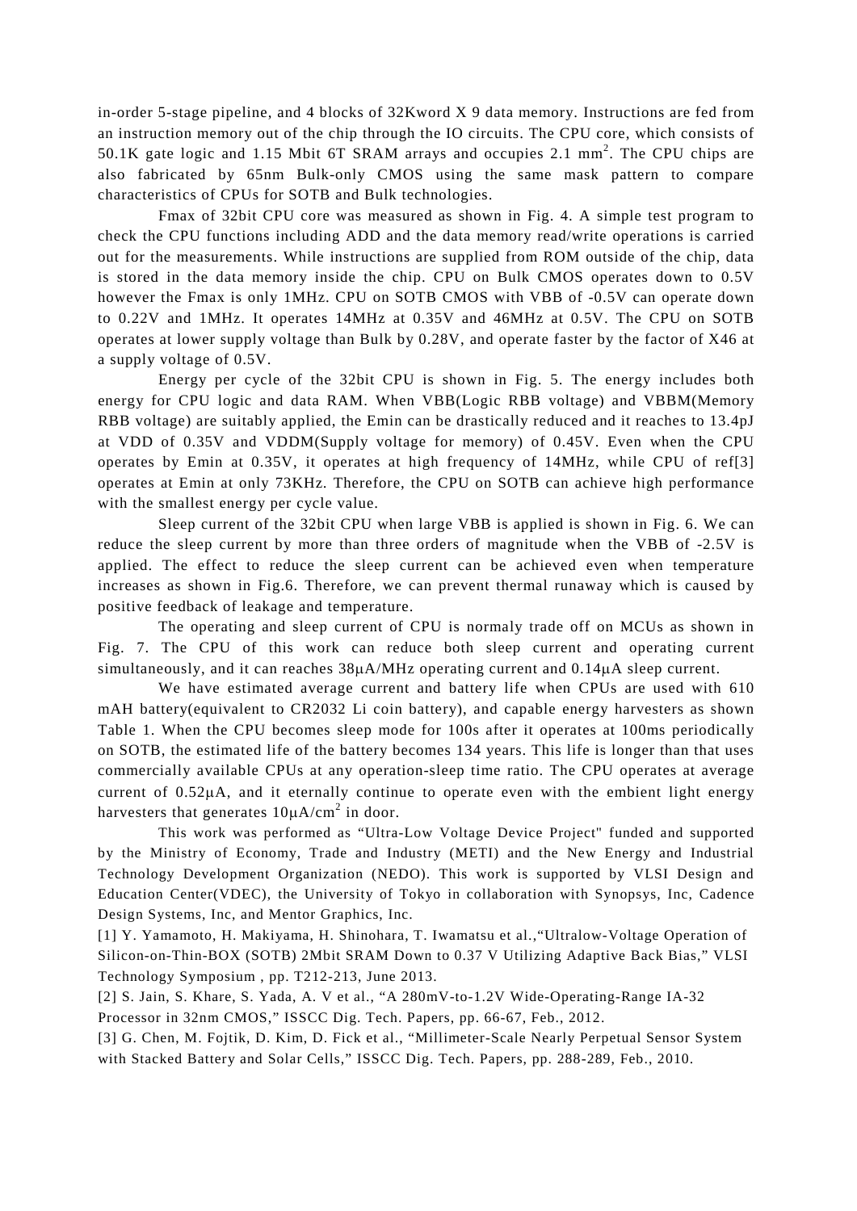in-order 5-stage pipeline, and 4 blocks of 32Kword X 9 data memory. Instructions are fed from an instruction memory out of the chip through the IO circuits. The CPU core, which consists of 50.1K gate logic and 1.15 Mbit 6T SRAM arrays and occupies 2.1 $mm^2$. The CPU chips are also fabricated by 65nm Bulk-only CMOS using the same mask pattern to compare characteristics of CPUs for SOTB and Bulk technologies.

Fmax of 32bit CPU core was measured as shown in Fig. 4. A simple test program to check the CPU functions including ADD and the data memory read/write operations is carried out for the measurements. While instructions are supplied from ROM outside of the chip, data is stored in the data memory inside the chip. CPU on Bulk CMOS operates down to 0.5V however the Fmax is only 1MHz. CPU on SOTB CMOS with VBB of -0.5V can operate down to 0.22V and 1MHz. It operates 14MHz at 0.35V and 46MHz at 0.5V. The CPU on SOTB operates at lower supply voltage than Bulk by 0.28V, and operate faster by the factor of X46 at a supply voltage of 0.5V.

Energy per cycle of the 32bit CPU is shown in Fig. 5. The energy includes both energy for CPU logic and data RAM. When VBB(Logic RBB voltage) and VBBM(Memory RBB voltage) are suitably applied, the Emin can be drastically reduced and it reaches to 13.4pJ at VDD of 0.35V and VDDM(Supply voltage for memory) of 0.45V. Even when the CPU operates by Emin at 0.35V, it operates at high frequency of 14MHz, while CPU of ref[3] operates at Emin at only 73KHz. Therefore, the CPU on SOTB can achieve high performance with the smallest energy per cycle value.

Sleep current of the 32bit CPU when large VBB is applied is shown in Fig. 6. We can reduce the sleep current by more than three orders of magnitude when the VBB of -2.5V is applied. The effect to reduce the sleep current can be achieved even when temperature increases as shown in Fig.6. Therefore, we can prevent thermal runaway which is caused by positive feedback of leakage and temperature.

The operating and sleep current of CPU is normaly trade off on MCUs as shown in Fig. 7. The CPU of this work can reduce both sleep current and operating current simultaneously, and it can reaches 38μA/MHz operating current and 0.14μA sleep current.

We have estimated average current and battery life when CPUs are used with 610 mAH battery(equivalent to CR2032 Li coin battery), and capable energy harvesters as shown Table 1. When the CPU becomes sleep mode for 100s after it operates at 100ms periodically on SOTB, the estimated life of the battery becomes 134 years. This life is longer than that uses commercially available CPUs at any operation-sleep time ratio. The CPU operates at average current of 0.52μA, and it eternally continue to operate even with the embient light energy harvesters that generates 10μA/$cm^2$ in door.

This work was performed as "Ultra-Low Voltage Device Project" funded and supported by the Ministry of Economy, Trade and Industry (METI) and the New Energy and Industrial Technology Development Organization (NEDO). This work is supported by VLSI Design and Education Center(VDEC), the University of Tokyo in collaboration with Synopsys, Inc, Cadence Design Systems, Inc, and Mentor Graphics, Inc.

[1] Y. Yamamoto, H. Makiyama, H. Shinohara, T. Iwamatsu et al.,"Ultralow-Voltage Operation of Silicon-on-Thin-BOX (SOTB) 2Mbit SRAM Down to 0.37 V Utilizing Adaptive Back Bias," VLSI Technology Symposium , pp. T212-213, June 2013.

[2] S. Jain, S. Khare, S. Yada, A. V et al., "A 280mV-to-1.2V Wide-Operating-Range IA-32 Processor in 32nm CMOS," ISSCC Dig. Tech. Papers, pp. 66-67, Feb., 2012.

[3] G. Chen, M. Fojtik, D. Kim, D. Fick et al., "Millimeter-Scale Nearly Perpetual Sensor System with Stacked Battery and Solar Cells," ISSCC Dig. Tech. Papers, pp. 288-289, Feb., 2010.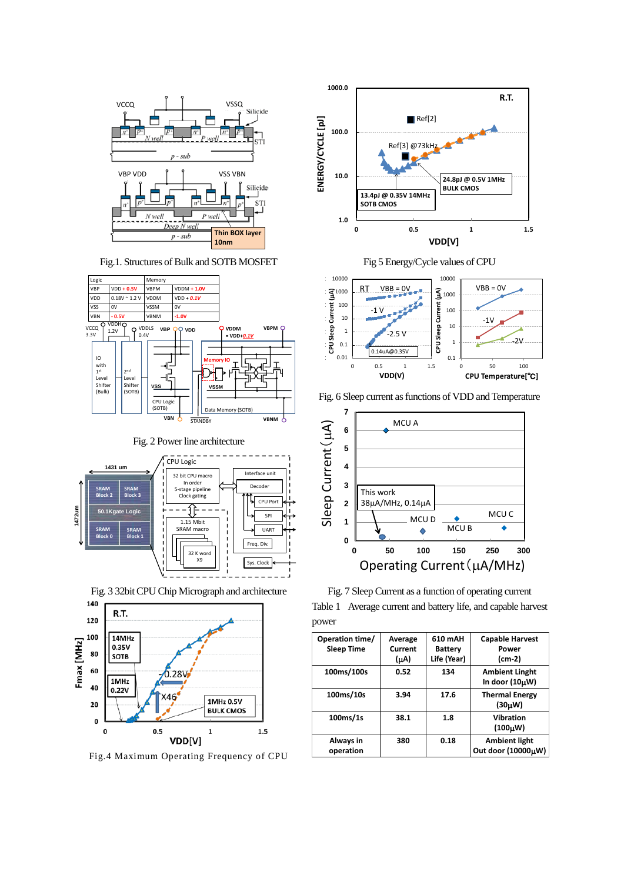VCCQ VSSQ Silicide

N well P well STI

p - sub

VBP VDD VSS VBN Silicide STI

N well P well

Deep N well

p - sub

Thin BOX layer 10nm

Fig.1. Structures of Bulk and SOTB MOSFET

| Logic | | Memory | |
|---|---|---|---|
| VBP | VDD + 0.5V | VBPM | VDDM + 1.0V |
| VDD | 0.18V ~ 1.2 V | VDDM | VDD + 0.1V |
| VSS | 0V | VSSM | 0V |
| VBN | - 0.5V | VBNM | -1.0V |

VCCQ 3.3V VDDH 1.2V VDDLS 0.4V VBP VDD VDDM = VDD+0.1V VBPM

IO with 1st Level Shifter (Bulk)

2nd Level Shifter (SOTB)

VSS CPU Logic (SOTB) VBN STANDBY

Memory IO VSSM Data Memory (SOTB) VBNM

Fig. 2 Power line architecture

1431 um 1472um

SRAM Block 2 SRAM Block 3 50.1Kgate Logic SRAM Block 0 SRAM Block 1

CPU Logic

32 bit CPU macro In order 5-stage pipeline Clock gating

Interface unit Decoder CPU Port SPI UART Freq. Div. Sys. Clock

1.15 Mbit SRAM macro 32 K word X9

Fig. 3 32bit CPU Chip Micrograph and architecture

140 120 100 80 60 40 20 0

Fmax [MHz]

R.T.

14MHz 0.35V SOTB

1MHz 0.22V

-0.28V

X46

1MHz 0.5V BULK CMOS

0 0.5 1 1.5

VDD[V]

Fig.4 Maximum Operating Frequency of CPU

1000.0 100.0 10.0 1.0

ENERGY/CYCLE [pJ]

R.T.

Ref[2]

Ref[3] @73kHz

24.8pJ @ 0.5V 1MHz BULK CMOS

13.4pJ @ 0.35V 14MHz SOTB CMOS

0 0.5 1 1.5

VDD[V]

Fig 5 Energy/Cycle values of CPU

CPU Sleep Current (μA)

10000 1000 100 10 1 0.1 0.01

RT VBB = 0V

-1 V

-2.5 V

0.14uA@0.35V

0 0.5 1 1.5

VDD(V)

10000 1000 100 10 1 0.1

VBB = 0V

-1V

-2V

0 50 100

CPU Temperature[℃]

Fig. 6 Sleep current as functions of VDD and Temperature

7 6 5 4 3 2 1 0

Sleep Current (μA)

MCU A

This work 38μA/MHz, 0.14μA

MCU D

MCU C

MCU B

0 50 100 150 250 300

Operating Current (μA/MHz)

Fig. 7 Sleep Current as a function of operating current

Table 1 Average current and battery life, and capable harvest power

| Operation time/ Sleep Time | Average Current (μA) | 610 mAH Battery Life (Year) | Capable Harvest Power (cm-2) |
|---|---|---|---|
| 100ms/100s | 0.52 | 134 | Ambient Linght In door (10μW) |
| 100ms/10s | 3.94 | 17.6 | Thermal Energy (30μW) |
| 100ms/1s | 38.1 | 1.8 | Vibration (100μW) |
| Always in operation | 380 | 0.18 | Ambient light Out door (10000μW) |